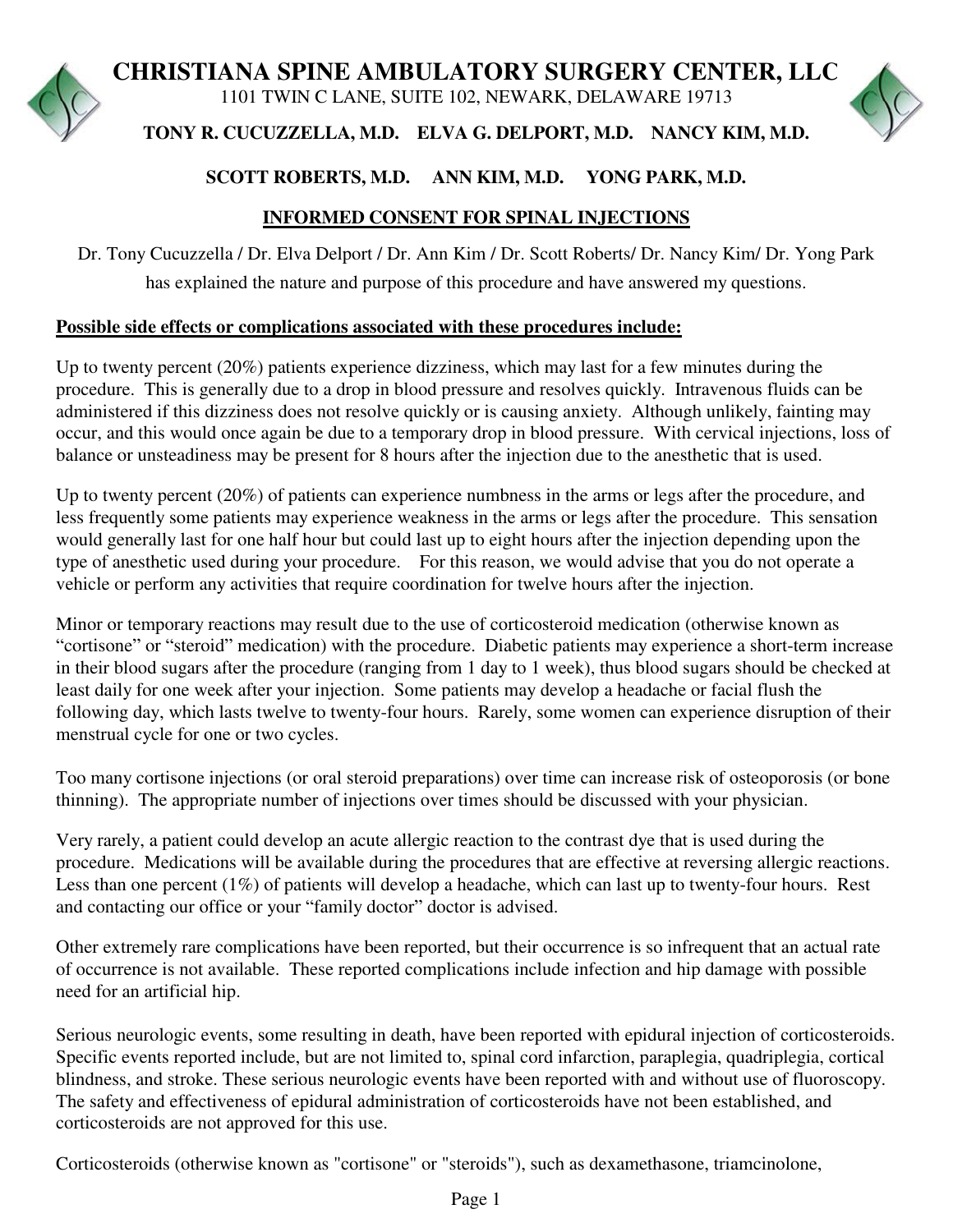# CHRISTIANA SPINE AMBULATORY SURGERY CENTER, LLC

1101 TWIN C LANE, SUITE 102, NEWARK, DELAWARE 19713

**TONY R. CUCUZZELLA, M.D. ELVA G. DELPORT, M.D. NANCY KIM, M.D.**

**SCOTT ROBERTS, M.D. ANN KIM, M.D. YONG PARK, M.D.**

## INFORMED CONSENT FOR SPINAL INJECTIONS

Dr. Tony Cucuzzella / Dr. Elva Delport / Dr. Ann Kim / Dr. Scott Roberts/ Dr. Nancy Kim/ Dr. Yong Park has explained the nature and purpose of this procedure and have answered my questions.

**Possible side effects or complications associated with these procedures include:**

Up to twenty percent (20%) patients experience dizziness, which may last for a few minutes during the procedure. This is generally due to a drop in blood pressure and resolves quickly. Intravenous fluids can be administered if this dizziness does not resolve quickly or is causing anxiety. Although unlikely, fainting may occur, and this would once again be due to a temporary drop in blood pressure. With cervical injections, loss of balance or unsteadiness may be present for 8 hours after the injection due to the anesthetic that is used.

Up to twenty percent (20%) of patients can experience numbness in the arms or legs after the procedure, and less frequently some patients may experience weakness in the arms or legs after the procedure. This sensation would generally last for one half hour but could last up to eight hours after the injection depending upon the type of anesthetic used during your procedure. For this reason, we would advise that you do not operate a vehicle or perform any activities that require coordination for twelve hours after the injection.

Minor or temporary reactions may result due to the use of corticosteroid medication (otherwise known as "cortisone" or "steroid" medication) with the procedure. Diabetic patients may experience a short-term increase in their blood sugars after the procedure (ranging from 1 day to 1 week), thus blood sugars should be checked at least daily for one week after your injection. Some patients may develop a headache or facial flush the following day, which lasts twelve to twenty-four hours. Rarely, some women can experience disruption of their menstrual cycle for one or two cycles.

Too many cortisone injections (or oral steroid preparations) over time can increase risk of osteoporosis (or bone thinning). The appropriate number of injections over times should be discussed with your physician.

Very rarely, a patient could develop an acute allergic reaction to the contrast dye that is used during the procedure. Medications will be available during the procedures that are effective at reversing allergic reactions. Less than one percent (1%) of patients will develop a headache, which can last up to twenty-four hours. Rest and contacting our office or your "family doctor" doctor is advised.

Other extremely rare complications have been reported, but their occurrence is so infrequent that an actual rate of occurrence is not available. These reported complications include infection and hip damage with possible need for an artificial hip.

Serious neurologic events, some resulting in death, have been reported with epidural injection of corticosteroids. Specific events reported include, but are not limited to, spinal cord infarction, paraplegia, quadriplegia, cortical blindness, and stroke. These serious neurologic events have been reported with and without use of fluoroscopy. The safety and effectiveness of epidural administration of corticosteroids have not been established, and corticosteroids are not approved for this use.

Corticosteroids (otherwise known as "cortisone" or "steroids"), such as dexamethasone, triamcinolone,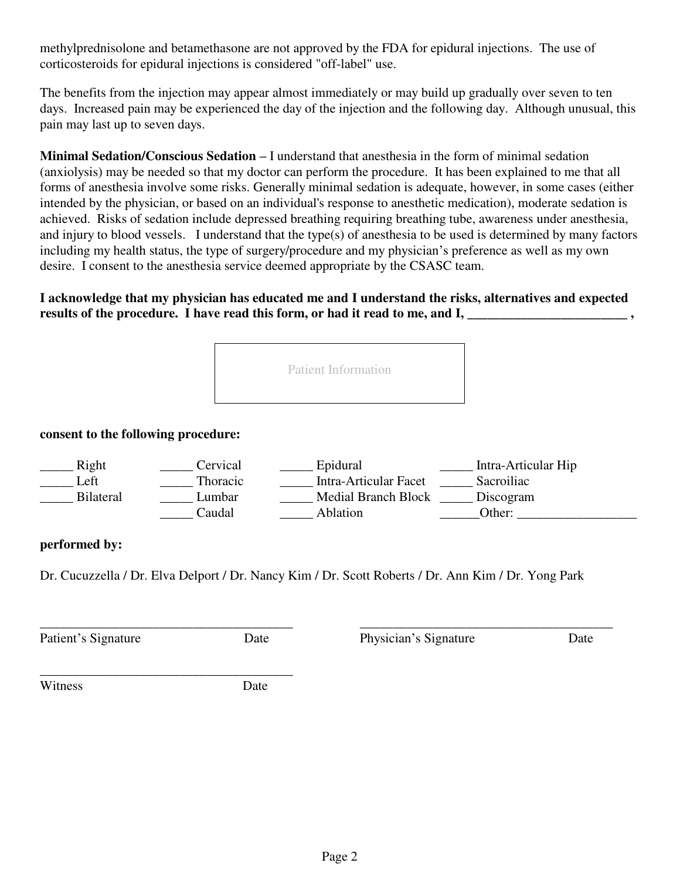methylprednisolone and betamethasone are not approved by the FDA for epidural injections. The use of corticosteroids for epidural injections is considered "off-label" use.

The benefits from the injection may appear almost immediately or may build up gradually over seven to ten days. Increased pain may be experienced the day of the injection and the following day. Although unusual, this pain may last up to seven days.

**Minimal Sedation/Conscious Sedation –** I understand that anesthesia in the form of minimal sedation (anxiolysis) may be needed so that my doctor can perform the procedure. It has been explained to me that all forms of anesthesia involve some risks. Generally minimal sedation is adequate, however, in some cases (either intended by the physician, or based on an individual's response to anesthetic medication), moderate sedation is achieved. Risks of sedation include depressed breathing requiring breathing tube, awareness under anesthesia, and injury to blood vessels. I understand that the type(s) of anesthesia to be used is determined by many factors including my health status, the type of surgery/procedure and my physician's preference as well as my own desire. I consent to the anesthesia service deemed appropriate by the CSASC team.

**I acknowledge that my physician has educated me and I understand the risks, alternatives and expected results of the procedure. I have read this form, or had it read to me, and I, ________________________ ,**

Patient Information

**consent to the following procedure:**

| | | | |
|---|---|---|---|
| _____ Right | _____ Cervical | _____ Epidural | _____ Intra-Articular Hip |
| _____ Left | _____ Thoracic | _____ Intra-Articular Facet | _____ Sacroiliac |
| _____ Bilateral | _____ Lumbar | _____ Medial Branch Block | _____ Discogram |
| | _____ Caudal | _____ Ablation | ______Other: __________________ |

**performed by:**

Dr. Cucuzzella / Dr. Elva Delport / Dr. Nancy Kim / Dr. Scott Roberts / Dr. Ann Kim / Dr. Yong Park

________________________________________
Patient's Signature Date

________________________________________
Physician's Signature Date

________________________________________
Witness Date